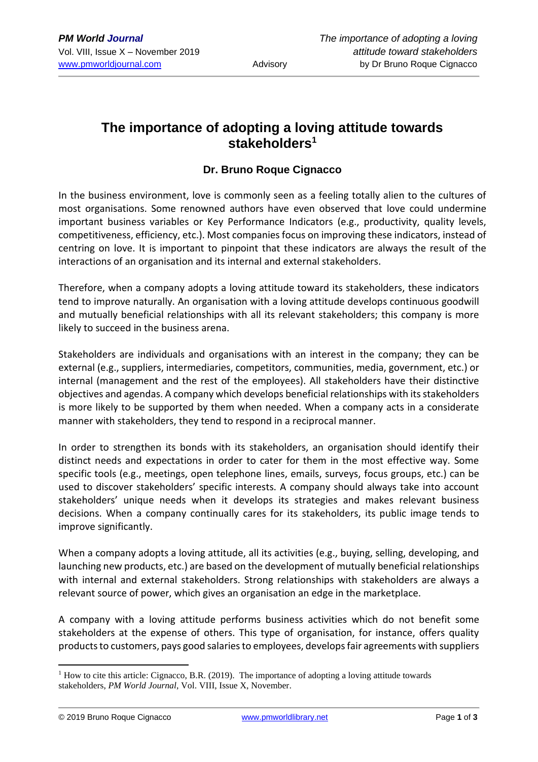# The importance of adopting a loving attitude towards stakeholders[1]

**Dr. Bruno Roque Cignacco**

In the business environment, love is commonly seen as a feeling totally alien to the cultures of most organisations. Some renowned authors have even observed that love could undermine important business variables or Key Performance Indicators (e.g., productivity, quality levels, competitiveness, efficiency, etc.). Most companies focus on improving these indicators, instead of centring on love. It is important to pinpoint that these indicators are always the result of the interactions of an organisation and its internal and external stakeholders.

Therefore, when a company adopts a loving attitude toward its stakeholders, these indicators tend to improve naturally. An organisation with a loving attitude develops continuous goodwill and mutually beneficial relationships with all its relevant stakeholders; this company is more likely to succeed in the business arena.

Stakeholders are individuals and organisations with an interest in the company; they can be external (e.g., suppliers, intermediaries, competitors, communities, media, government, etc.) or internal (management and the rest of the employees). All stakeholders have their distinctive objectives and agendas. A company which develops beneficial relationships with its stakeholders is more likely to be supported by them when needed. When a company acts in a considerate manner with stakeholders, they tend to respond in a reciprocal manner.

In order to strengthen its bonds with its stakeholders, an organisation should identify their distinct needs and expectations in order to cater for them in the most effective way. Some specific tools (e.g., meetings, open telephone lines, emails, surveys, focus groups, etc.) can be used to discover stakeholders' specific interests. A company should always take into account stakeholders' unique needs when it develops its strategies and makes relevant business decisions. When a company continually cares for its stakeholders, its public image tends to improve significantly.

When a company adopts a loving attitude, all its activities (e.g., buying, selling, developing, and launching new products, etc.) are based on the development of mutually beneficial relationships with internal and external stakeholders. Strong relationships with stakeholders are always a relevant source of power, which gives an organisation an edge in the marketplace.

A company with a loving attitude performs business activities which do not benefit some stakeholders at the expense of others. This type of organisation, for instance, offers quality products to customers, pays good salaries to employees, develops fair agreements with suppliers

---

[1] How to cite this article: Cignacco, B.R. (2019). The importance of adopting a loving attitude towards stakeholders, *PM World Journal*, Vol. VIII, Issue X, November.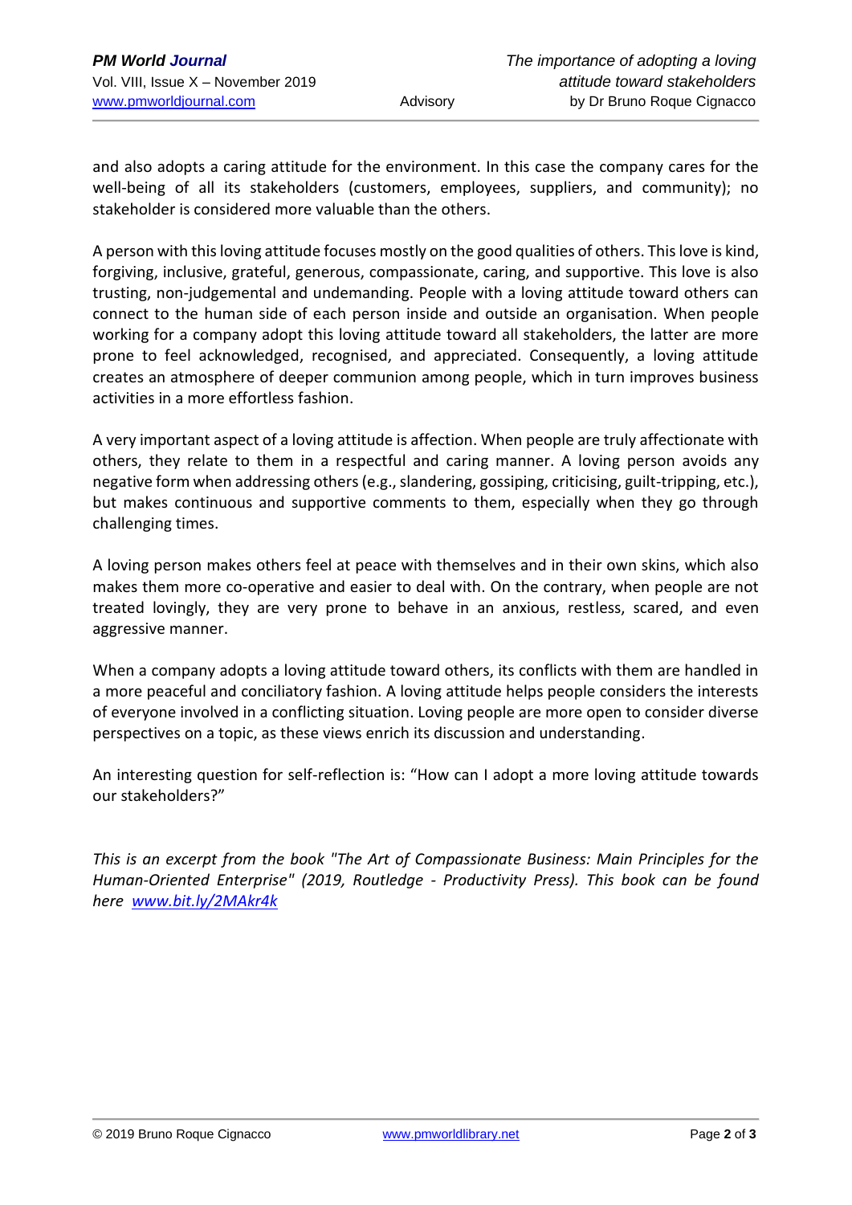and also adopts a caring attitude for the environment. In this case the company cares for the well-being of all its stakeholders (customers, employees, suppliers, and community); no stakeholder is considered more valuable than the others.

A person with this loving attitude focuses mostly on the good qualities of others. This love is kind, forgiving, inclusive, grateful, generous, compassionate, caring, and supportive. This love is also trusting, non-judgemental and undemanding. People with a loving attitude toward others can connect to the human side of each person inside and outside an organisation. When people working for a company adopt this loving attitude toward all stakeholders, the latter are more prone to feel acknowledged, recognised, and appreciated. Consequently, a loving attitude creates an atmosphere of deeper communion among people, which in turn improves business activities in a more effortless fashion.

A very important aspect of a loving attitude is affection. When people are truly affectionate with others, they relate to them in a respectful and caring manner. A loving person avoids any negative form when addressing others (e.g., slandering, gossiping, criticising, guilt-tripping, etc.), but makes continuous and supportive comments to them, especially when they go through challenging times.

A loving person makes others feel at peace with themselves and in their own skins, which also makes them more co-operative and easier to deal with. On the contrary, when people are not treated lovingly, they are very prone to behave in an anxious, restless, scared, and even aggressive manner.

When a company adopts a loving attitude toward others, its conflicts with them are handled in a more peaceful and conciliatory fashion. A loving attitude helps people considers the interests of everyone involved in a conflicting situation. Loving people are more open to consider diverse perspectives on a topic, as these views enrich its discussion and understanding.

An interesting question for self-reflection is: “How can I adopt a more loving attitude towards our stakeholders?”

*This is an excerpt from the book "The Art of Compassionate Business: Main Principles for the Human-Oriented Enterprise" (2019, Routledge - Productivity Press). This book can be found here [www.bit.ly/2MAkr4k](www.bit.ly/2MAkr4k)*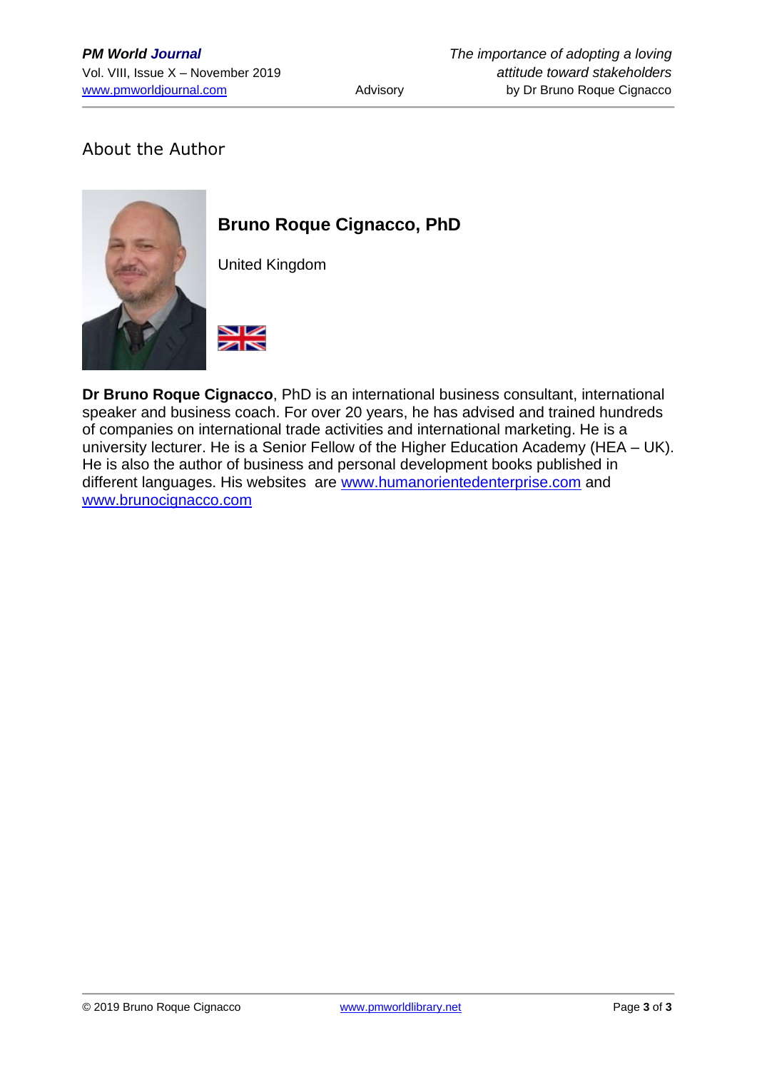## About the Author

### Bruno Roque Cignacco, PhD

United Kingdom

**Dr Bruno Roque Cignacco**, PhD is an international business consultant, international speaker and business coach. For over 20 years, he has advised and trained hundreds of companies on international trade activities and international marketing. He is a university lecturer. He is a Senior Fellow of the Higher Education Academy (HEA – UK). He is also the author of business and personal development books published in different languages. His websites are www.humanorientedenterprise.com and www.brunocignacco.com